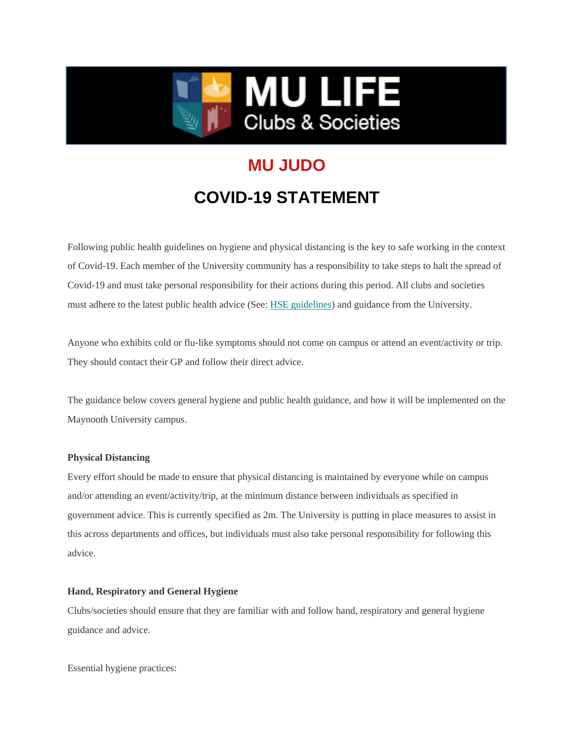MU LIFE
Clubs & Societies

# MU JUDO

# COVID-19 STATEMENT

Following public health guidelines on hygiene and physical distancing is the key to safe working in the context of Covid-19. Each member of the University community has a responsibility to take steps to halt the spread of Covid-19 and must take personal responsibility for their actions during this period. All clubs and societies must adhere to the latest public health advice (See: HSE guidelines) and guidance from the University.

Anyone who exhibits cold or flu-like symptoms should not come on campus or attend an event/activity or trip. They should contact their GP and follow their direct advice.

The guidance below covers general hygiene and public health guidance, and how it will be implemented on the Maynooth University campus.

**Physical Distancing**

Every effort should be made to ensure that physical distancing is maintained by everyone while on campus and/or attending an event/activity/trip, at the minimum distance between individuals as specified in government advice. This is currently specified as 2m. The University is putting in place measures to assist in this across departments and offices, but individuals must also take personal responsibility for following this advice.

**Hand, Respiratory and General Hygiene**

Clubs/societies should ensure that they are familiar with and follow hand, respiratory and general hygiene guidance and advice.

Essential hygiene practices: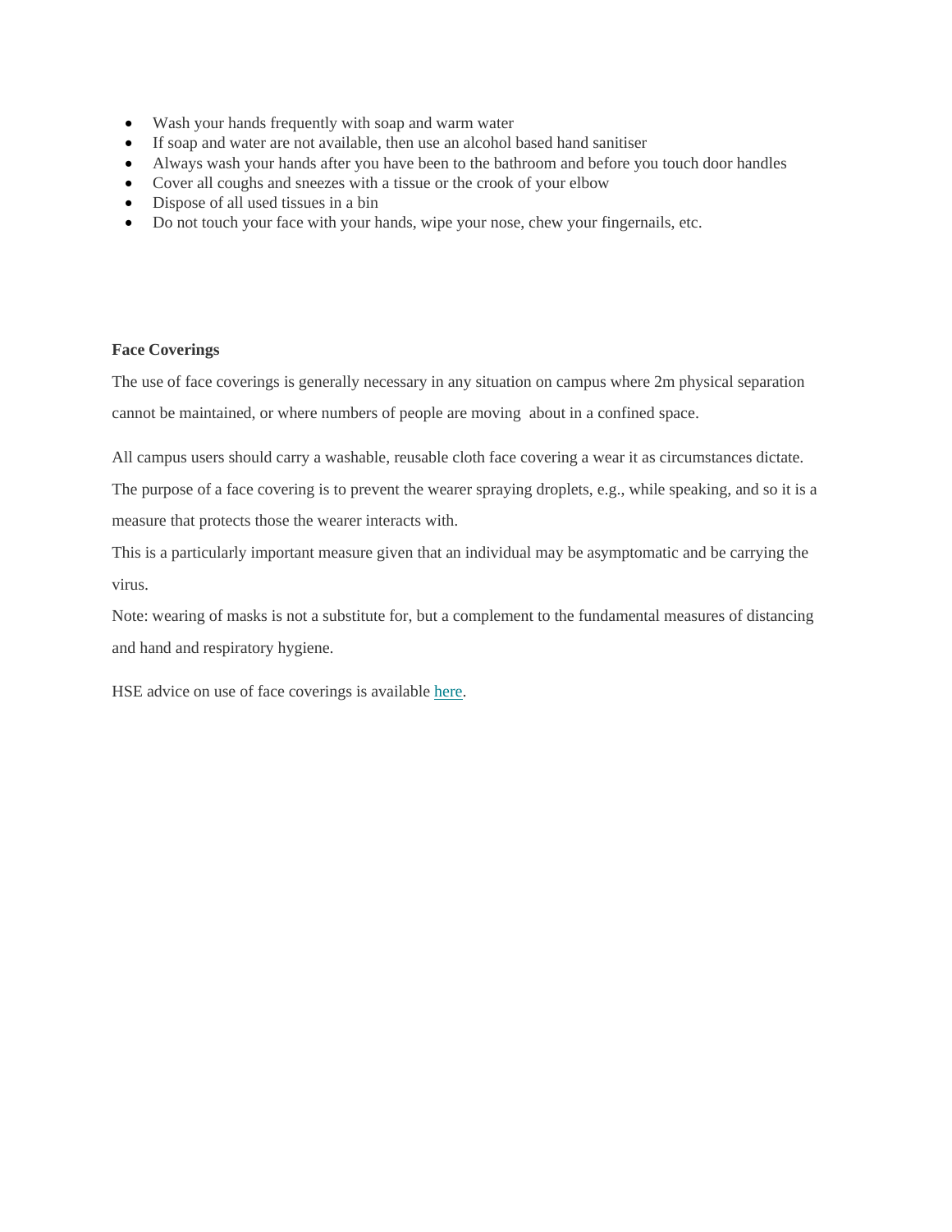- Wash your hands frequently with soap and warm water
- If soap and water are not available, then use an alcohol based hand sanitiser
- Always wash your hands after you have been to the bathroom and before you touch door handles
- Cover all coughs and sneezes with a tissue or the crook of your elbow
- Dispose of all used tissues in a bin
- Do not touch your face with your hands, wipe your nose, chew your fingernails, etc.

**Face Coverings**

The use of face coverings is generally necessary in any situation on campus where 2m physical separation cannot be maintained, or where numbers of people are moving about in a confined space.

All campus users should carry a washable, reusable cloth face covering a wear it as circumstances dictate. The purpose of a face covering is to prevent the wearer spraying droplets, e.g., while speaking, and so it is a measure that protects those the wearer interacts with.
This is a particularly important measure given that an individual may be asymptomatic and be carrying the virus.
Note: wearing of masks is not a substitute for, but a complement to the fundamental measures of distancing and hand and respiratory hygiene.

HSE advice on use of face coverings is available here.